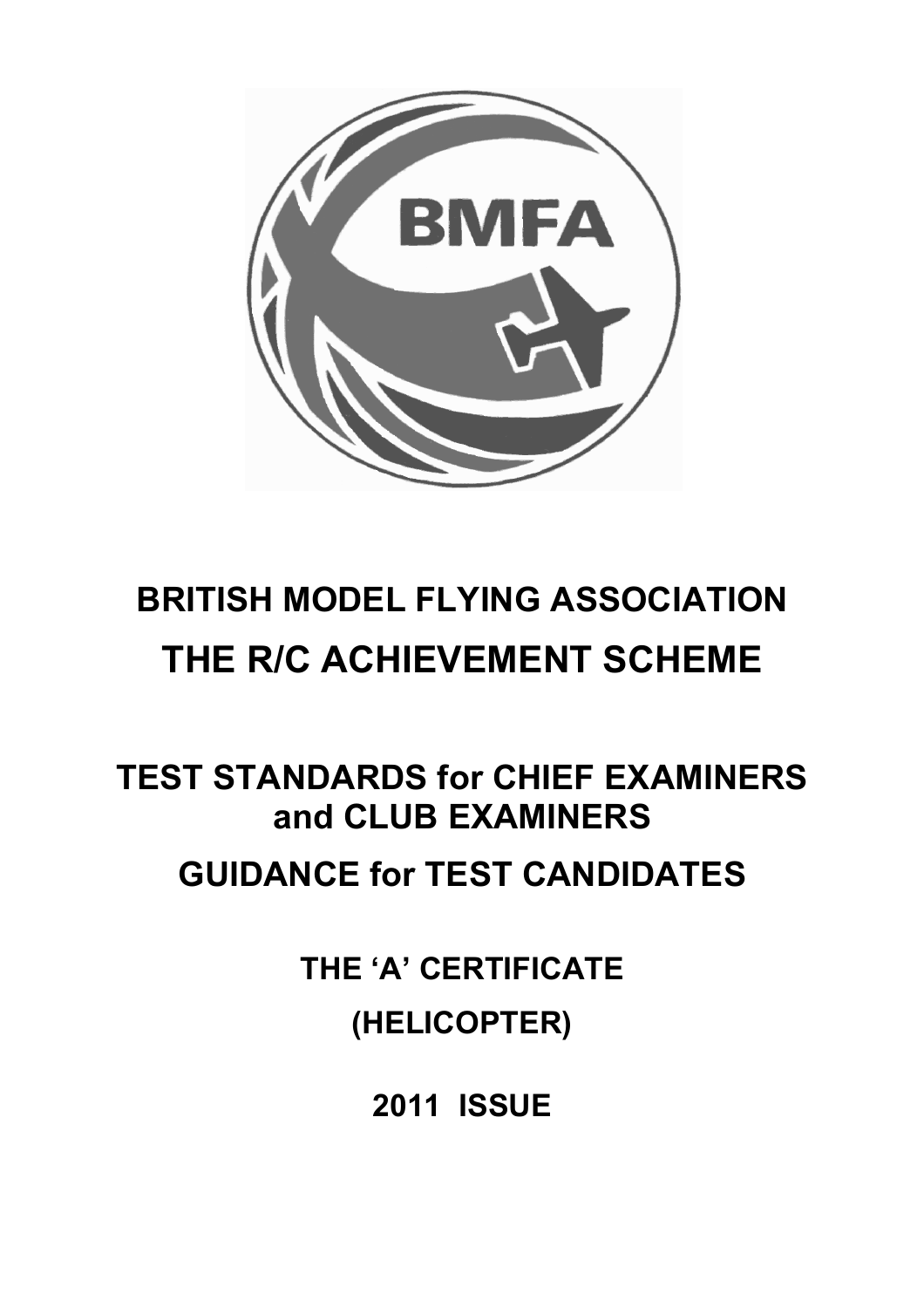# BRITISH MODEL FLYING ASSOCIATION

# THE R/C ACHIEVEMENT SCHEME

## TEST STANDARDS for CHIEF EXAMINERS and CLUB EXAMINERS

## GUIDANCE for TEST CANDIDATES

### THE 'A' CERTIFICATE

### (HELICOPTER)

### 2011 ISSUE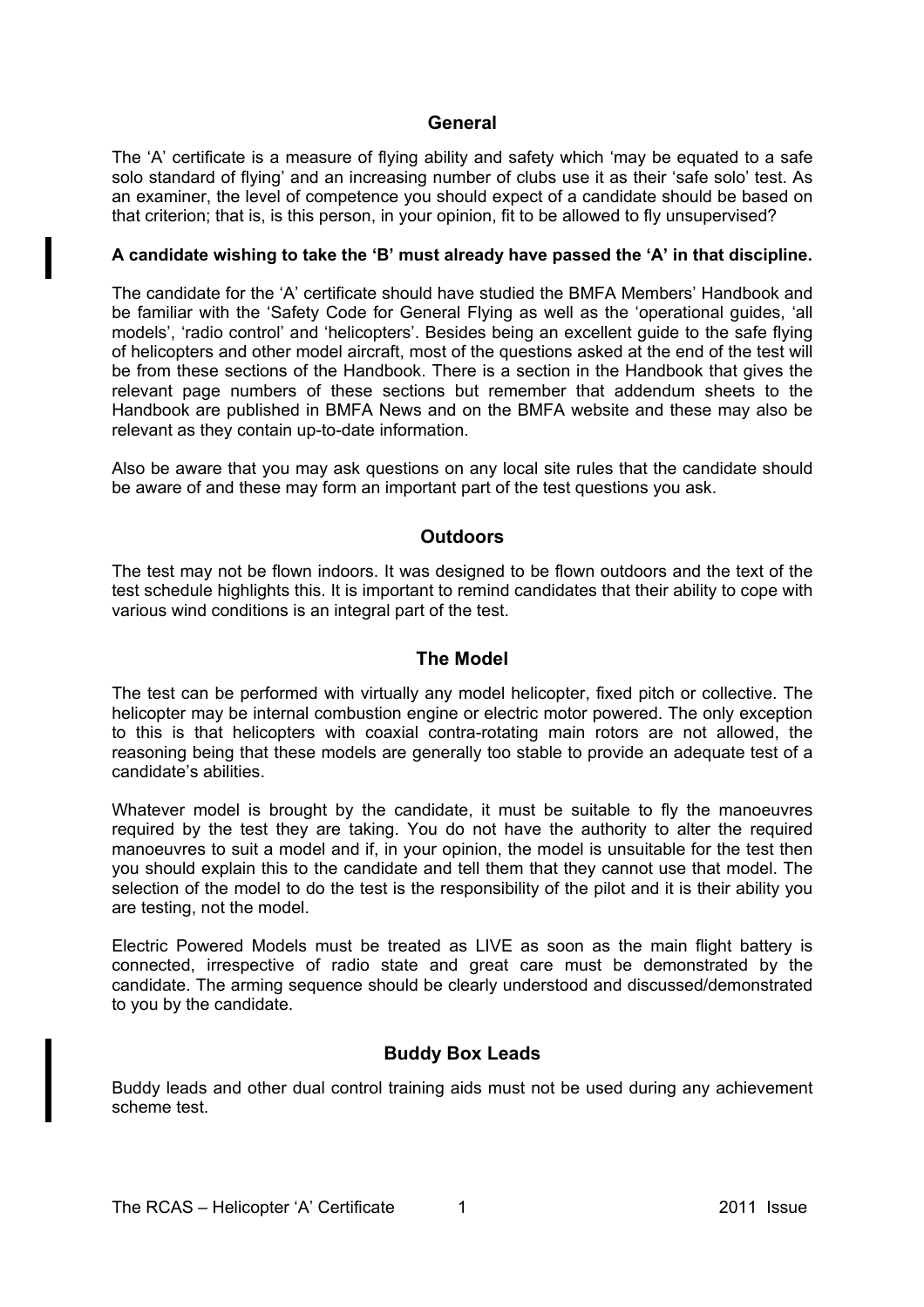## General

The 'A' certificate is a measure of flying ability and safety which 'may be equated to a safe solo standard of flying' and an increasing number of clubs use it as their 'safe solo' test. As an examiner, the level of competence you should expect of a candidate should be based on that criterion; that is, is this person, in your opinion, fit to be allowed to fly unsupervised?

**A candidate wishing to take the 'B' must already have passed the 'A' in that discipline.**

The candidate for the 'A' certificate should have studied the BMFA Members' Handbook and be familiar with the 'Safety Code for General Flying as well as the 'operational guides, 'all models', 'radio control' and 'helicopters'. Besides being an excellent guide to the safe flying of helicopters and other model aircraft, most of the questions asked at the end of the test will be from these sections of the Handbook. There is a section in the Handbook that gives the relevant page numbers of these sections but remember that addendum sheets to the Handbook are published in BMFA News and on the BMFA website and these may also be relevant as they contain up-to-date information.

Also be aware that you may ask questions on any local site rules that the candidate should be aware of and these may form an important part of the test questions you ask.

## Outdoors

The test may not be flown indoors. It was designed to be flown outdoors and the text of the test schedule highlights this. It is important to remind candidates that their ability to cope with various wind conditions is an integral part of the test.

## The Model

The test can be performed with virtually any model helicopter, fixed pitch or collective. The helicopter may be internal combustion engine or electric motor powered. The only exception to this is that helicopters with coaxial contra-rotating main rotors are not allowed, the reasoning being that these models are generally too stable to provide an adequate test of a candidate's abilities.

Whatever model is brought by the candidate, it must be suitable to fly the manoeuvres required by the test they are taking. You do not have the authority to alter the required manoeuvres to suit a model and if, in your opinion, the model is unsuitable for the test then you should explain this to the candidate and tell them that they cannot use that model. The selection of the model to do the test is the responsibility of the pilot and it is their ability you are testing, not the model.

Electric Powered Models must be treated as LIVE as soon as the main flight battery is connected, irrespective of radio state and great care must be demonstrated by the candidate. The arming sequence should be clearly understood and discussed/demonstrated to you by the candidate.

## Buddy Box Leads

Buddy leads and other dual control training aids must not be used during any achievement scheme test.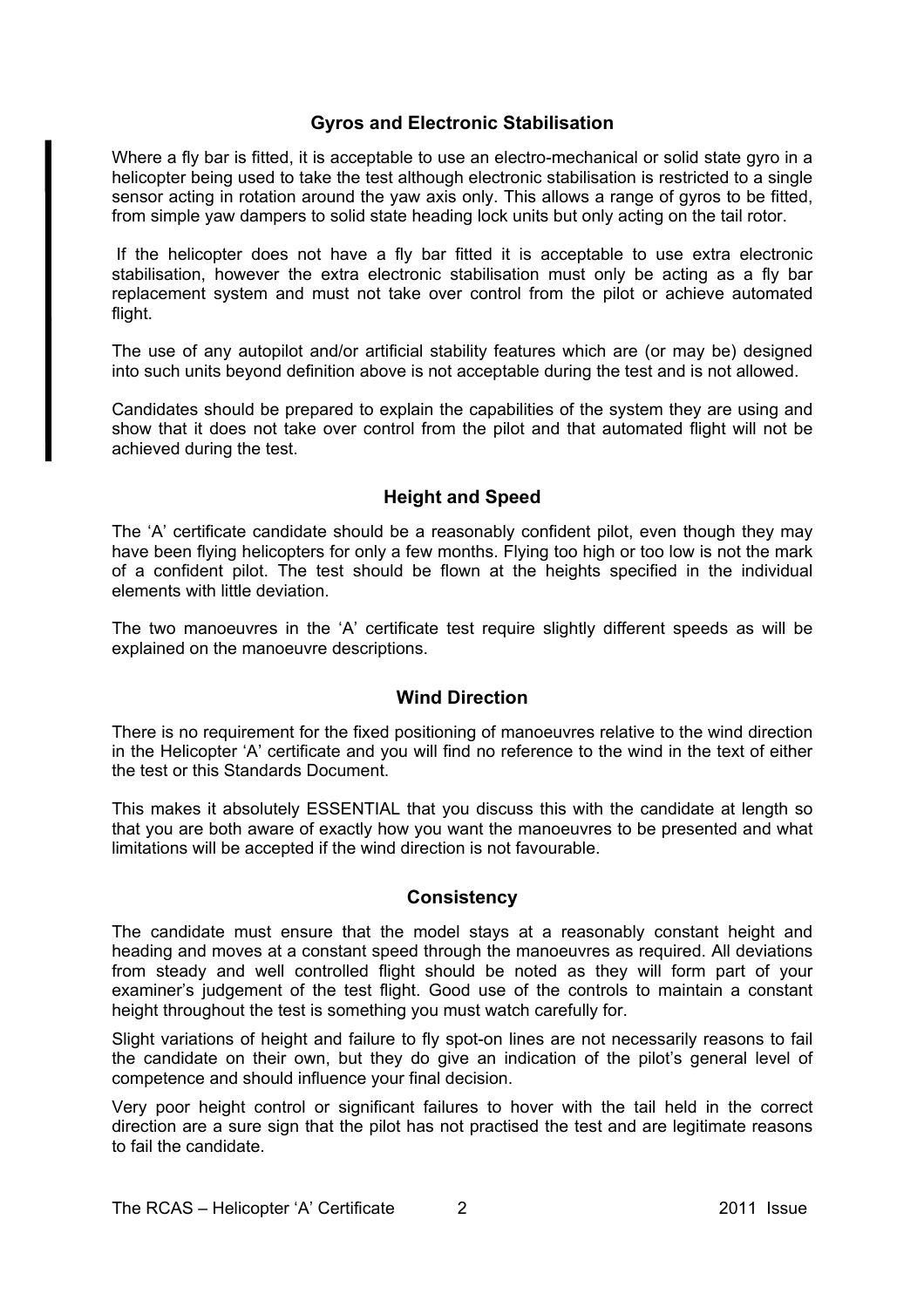## Gyros and Electronic Stabilisation

Where a fly bar is fitted, it is acceptable to use an electro-mechanical or solid state gyro in a helicopter being used to take the test although electronic stabilisation is restricted to a single sensor acting in rotation around the yaw axis only. This allows a range of gyros to be fitted, from simple yaw dampers to solid state heading lock units but only acting on the tail rotor.

If the helicopter does not have a fly bar fitted it is acceptable to use extra electronic stabilisation, however the extra electronic stabilisation must only be acting as a fly bar replacement system and must not take over control from the pilot or achieve automated flight.

The use of any autopilot and/or artificial stability features which are (or may be) designed into such units beyond definition above is not acceptable during the test and is not allowed.

Candidates should be prepared to explain the capabilities of the system they are using and show that it does not take over control from the pilot and that automated flight will not be achieved during the test.

## Height and Speed

The 'A' certificate candidate should be a reasonably confident pilot, even though they may have been flying helicopters for only a few months. Flying too high or too low is not the mark of a confident pilot. The test should be flown at the heights specified in the individual elements with little deviation.

The two manoeuvres in the 'A' certificate test require slightly different speeds as will be explained on the manoeuvre descriptions.

## Wind Direction

There is no requirement for the fixed positioning of manoeuvres relative to the wind direction in the Helicopter 'A' certificate and you will find no reference to the wind in the text of either the test or this Standards Document.

This makes it absolutely ESSENTIAL that you discuss this with the candidate at length so that you are both aware of exactly how you want the manoeuvres to be presented and what limitations will be accepted if the wind direction is not favourable.

## Consistency

The candidate must ensure that the model stays at a reasonably constant height and heading and moves at a constant speed through the manoeuvres as required. All deviations from steady and well controlled flight should be noted as they will form part of your examiner's judgement of the test flight. Good use of the controls to maintain a constant height throughout the test is something you must watch carefully for.

Slight variations of height and failure to fly spot-on lines are not necessarily reasons to fail the candidate on their own, but they do give an indication of the pilot's general level of competence and should influence your final decision.

Very poor height control or significant failures to hover with the tail held in the correct direction are a sure sign that the pilot has not practised the test and are legitimate reasons to fail the candidate.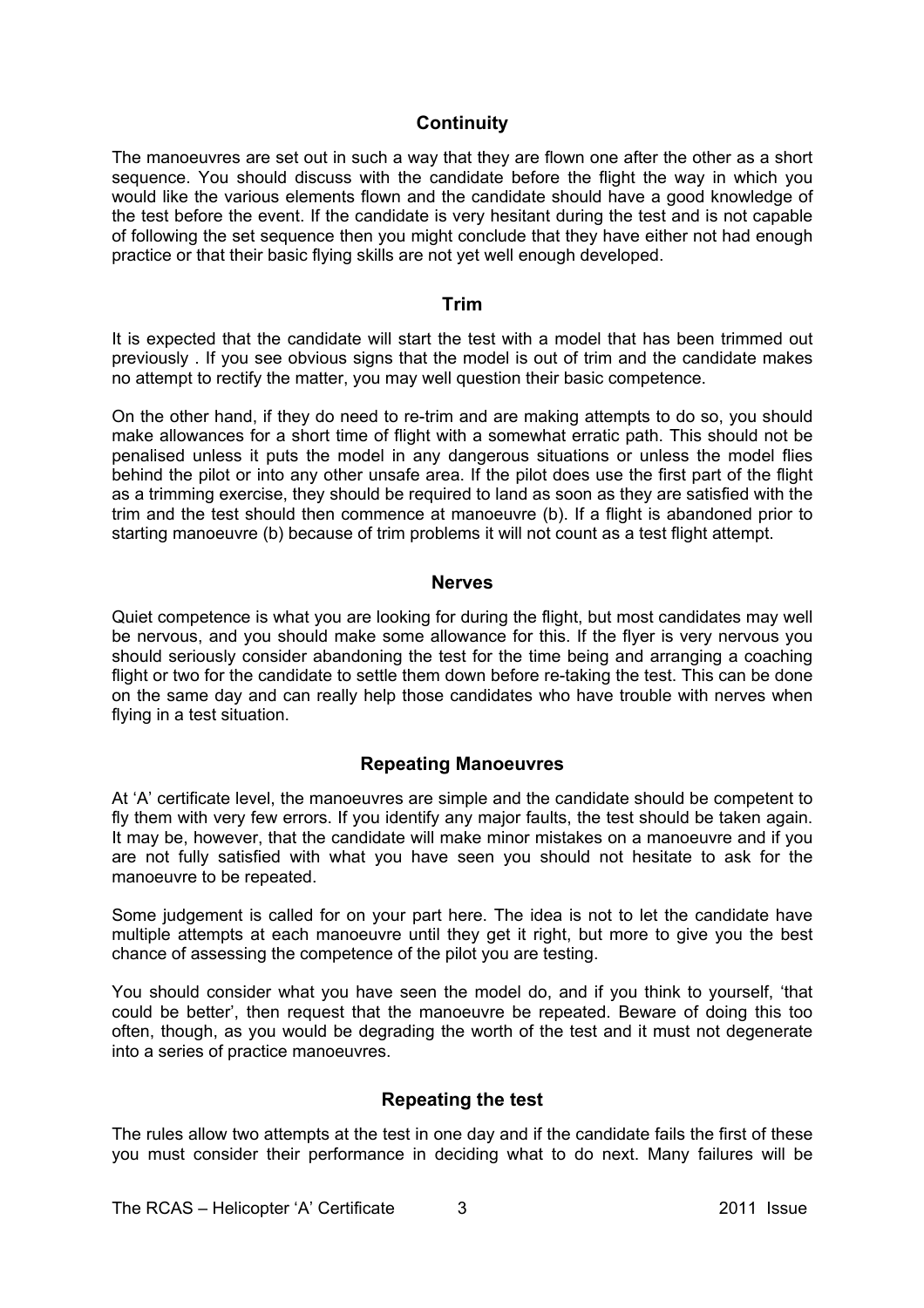## Continuity

The manoeuvres are set out in such a way that they are flown one after the other as a short sequence. You should discuss with the candidate before the flight the way in which you would like the various elements flown and the candidate should have a good knowledge of the test before the event. If the candidate is very hesitant during the test and is not capable of following the set sequence then you might conclude that they have either not had enough practice or that their basic flying skills are not yet well enough developed.

## Trim

It is expected that the candidate will start the test with a model that has been trimmed out previously . If you see obvious signs that the model is out of trim and the candidate makes no attempt to rectify the matter, you may well question their basic competence.

On the other hand, if they do need to re-trim and are making attempts to do so, you should make allowances for a short time of flight with a somewhat erratic path. This should not be penalised unless it puts the model in any dangerous situations or unless the model flies behind the pilot or into any other unsafe area. If the pilot does use the first part of the flight as a trimming exercise, they should be required to land as soon as they are satisfied with the trim and the test should then commence at manoeuvre (b). If a flight is abandoned prior to starting manoeuvre (b) because of trim problems it will not count as a test flight attempt.

## Nerves

Quiet competence is what you are looking for during the flight, but most candidates may well be nervous, and you should make some allowance for this. If the flyer is very nervous you should seriously consider abandoning the test for the time being and arranging a coaching flight or two for the candidate to settle them down before re-taking the test. This can be done on the same day and can really help those candidates who have trouble with nerves when flying in a test situation.

## Repeating Manoeuvres

At 'A' certificate level, the manoeuvres are simple and the candidate should be competent to fly them with very few errors. If you identify any major faults, the test should be taken again. It may be, however, that the candidate will make minor mistakes on a manoeuvre and if you are not fully satisfied with what you have seen you should not hesitate to ask for the manoeuvre to be repeated.

Some judgement is called for on your part here. The idea is not to let the candidate have multiple attempts at each manoeuvre until they get it right, but more to give you the best chance of assessing the competence of the pilot you are testing.

You should consider what you have seen the model do, and if you think to yourself, 'that could be better', then request that the manoeuvre be repeated. Beware of doing this too often, though, as you would be degrading the worth of the test and it must not degenerate into a series of practice manoeuvres.

## Repeating the test

The rules allow two attempts at the test in one day and if the candidate fails the first of these you must consider their performance in deciding what to do next. Many failures will be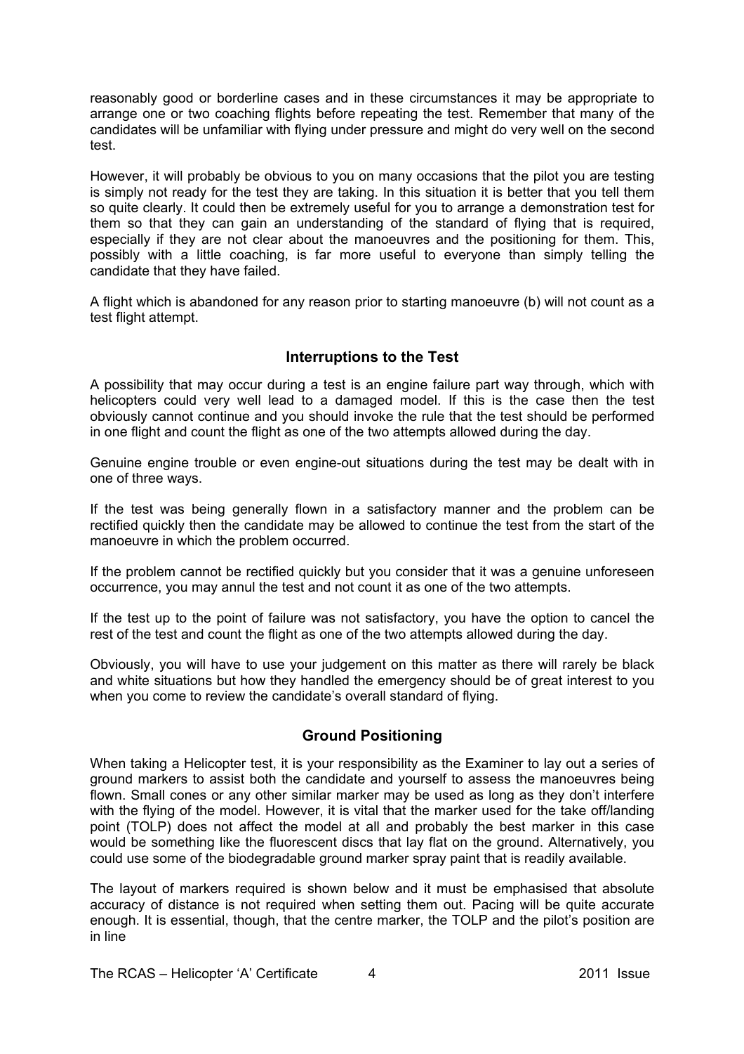reasonably good or borderline cases and in these circumstances it may be appropriate to arrange one or two coaching flights before repeating the test. Remember that many of the candidates will be unfamiliar with flying under pressure and might do very well on the second test.

However, it will probably be obvious to you on many occasions that the pilot you are testing is simply not ready for the test they are taking. In this situation it is better that you tell them so quite clearly. It could then be extremely useful for you to arrange a demonstration test for them so that they can gain an understanding of the standard of flying that is required, especially if they are not clear about the manoeuvres and the positioning for them. This, possibly with a little coaching, is far more useful to everyone than simply telling the candidate that they have failed.

A flight which is abandoned for any reason prior to starting manoeuvre (b) will not count as a test flight attempt.

## Interruptions to the Test

A possibility that may occur during a test is an engine failure part way through, which with helicopters could very well lead to a damaged model. If this is the case then the test obviously cannot continue and you should invoke the rule that the test should be performed in one flight and count the flight as one of the two attempts allowed during the day.

Genuine engine trouble or even engine-out situations during the test may be dealt with in one of three ways.

If the test was being generally flown in a satisfactory manner and the problem can be rectified quickly then the candidate may be allowed to continue the test from the start of the manoeuvre in which the problem occurred.

If the problem cannot be rectified quickly but you consider that it was a genuine unforeseen occurrence, you may annul the test and not count it as one of the two attempts.

If the test up to the point of failure was not satisfactory, you have the option to cancel the rest of the test and count the flight as one of the two attempts allowed during the day.

Obviously, you will have to use your judgement on this matter as there will rarely be black and white situations but how they handled the emergency should be of great interest to you when you come to review the candidate's overall standard of flying.

## Ground Positioning

When taking a Helicopter test, it is your responsibility as the Examiner to lay out a series of ground markers to assist both the candidate and yourself to assess the manoeuvres being flown. Small cones or any other similar marker may be used as long as they don't interfere with the flying of the model. However, it is vital that the marker used for the take off/landing point (TOLP) does not affect the model at all and probably the best marker in this case would be something like the fluorescent discs that lay flat on the ground. Alternatively, you could use some of the biodegradable ground marker spray paint that is readily available.

The layout of markers required is shown below and it must be emphasised that absolute accuracy of distance is not required when setting them out. Pacing will be quite accurate enough. It is essential, though, that the centre marker, the TOLP and the pilot's position are in line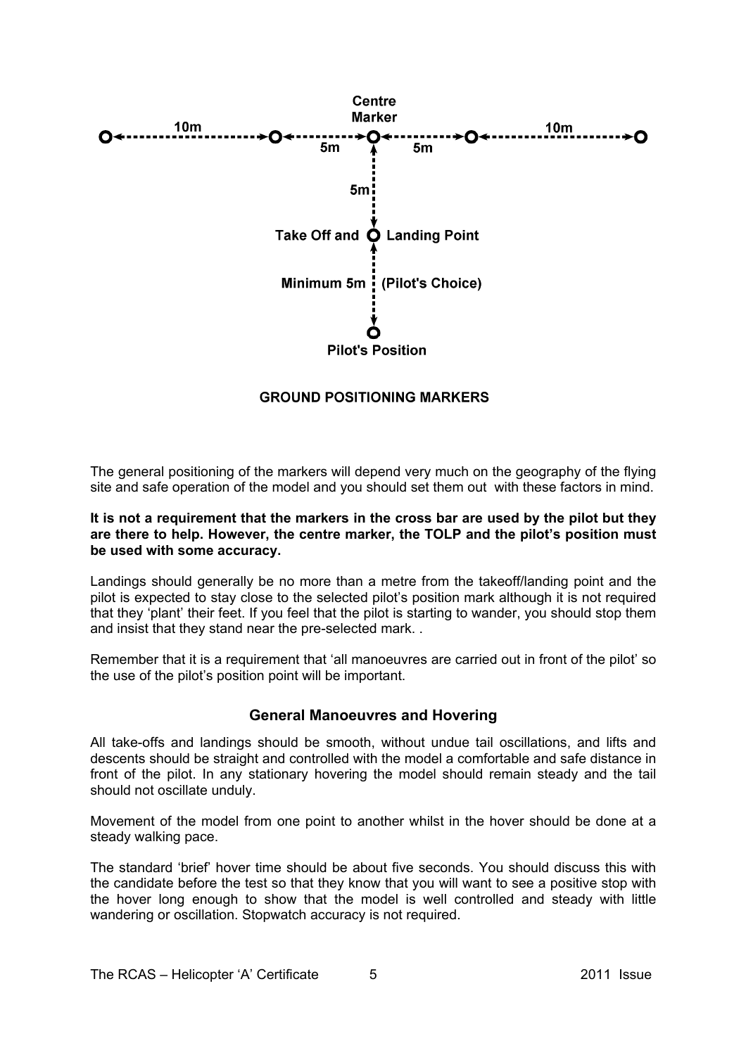Centre Marker

10m — 5m — 5m — 10m

5m

Take Off and Landing Point

Minimum 5m (Pilot's Choice)

Pilot's Position

**GROUND POSITIONING MARKERS**

The general positioning of the markers will depend very much on the geography of the flying site and safe operation of the model and you should set them out with these factors in mind.

**It is not a requirement that the markers in the cross bar are used by the pilot but they are there to help. However, the centre marker, the TOLP and the pilot's position must be used with some accuracy.**

Landings should generally be no more than a metre from the takeoff/landing point and the pilot is expected to stay close to the selected pilot's position mark although it is not required that they 'plant' their feet. If you feel that the pilot is starting to wander, you should stop them and insist that they stand near the pre-selected mark. .

Remember that it is a requirement that 'all manoeuvres are carried out in front of the pilot' so the use of the pilot's position point will be important.

## General Manoeuvres and Hovering

All take-offs and landings should be smooth, without undue tail oscillations, and lifts and descents should be straight and controlled with the model a comfortable and safe distance in front of the pilot. In any stationary hovering the model should remain steady and the tail should not oscillate unduly.

Movement of the model from one point to another whilst in the hover should be done at a steady walking pace.

The standard 'brief' hover time should be about five seconds. You should discuss this with the candidate before the test so that they know that you will want to see a positive stop with the hover long enough to show that the model is well controlled and steady with little wandering or oscillation. Stopwatch accuracy is not required.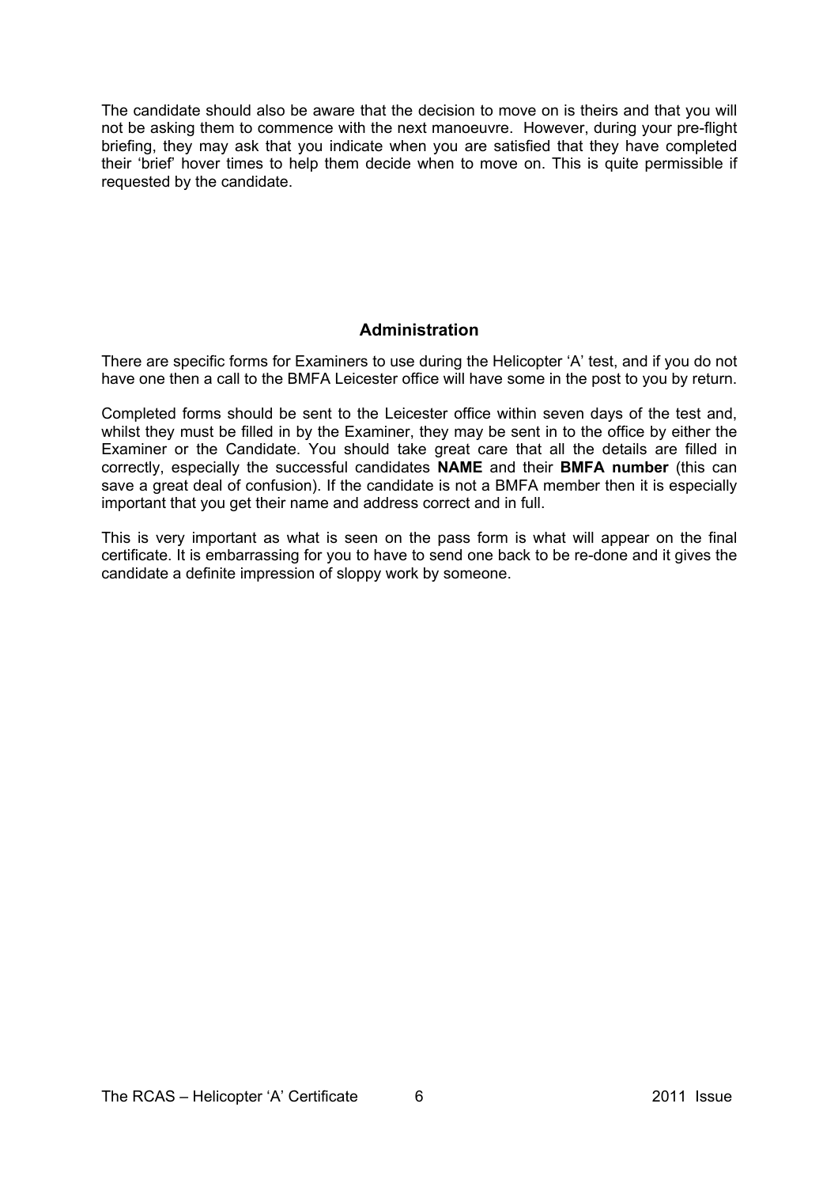The candidate should also be aware that the decision to move on is theirs and that you will not be asking them to commence with the next manoeuvre. However, during your pre-flight briefing, they may ask that you indicate when you are satisfied that they have completed their 'brief' hover times to help them decide when to move on. This is quite permissible if requested by the candidate.

## Administration

There are specific forms for Examiners to use during the Helicopter 'A' test, and if you do not have one then a call to the BMFA Leicester office will have some in the post to you by return.

Completed forms should be sent to the Leicester office within seven days of the test and, whilst they must be filled in by the Examiner, they may be sent in to the office by either the Examiner or the Candidate. You should take great care that all the details are filled in correctly, especially the successful candidates **NAME** and their **BMFA number** (this can save a great deal of confusion). If the candidate is not a BMFA member then it is especially important that you get their name and address correct and in full.

This is very important as what is seen on the pass form is what will appear on the final certificate. It is embarrassing for you to have to send one back to be re-done and it gives the candidate a definite impression of sloppy work by someone.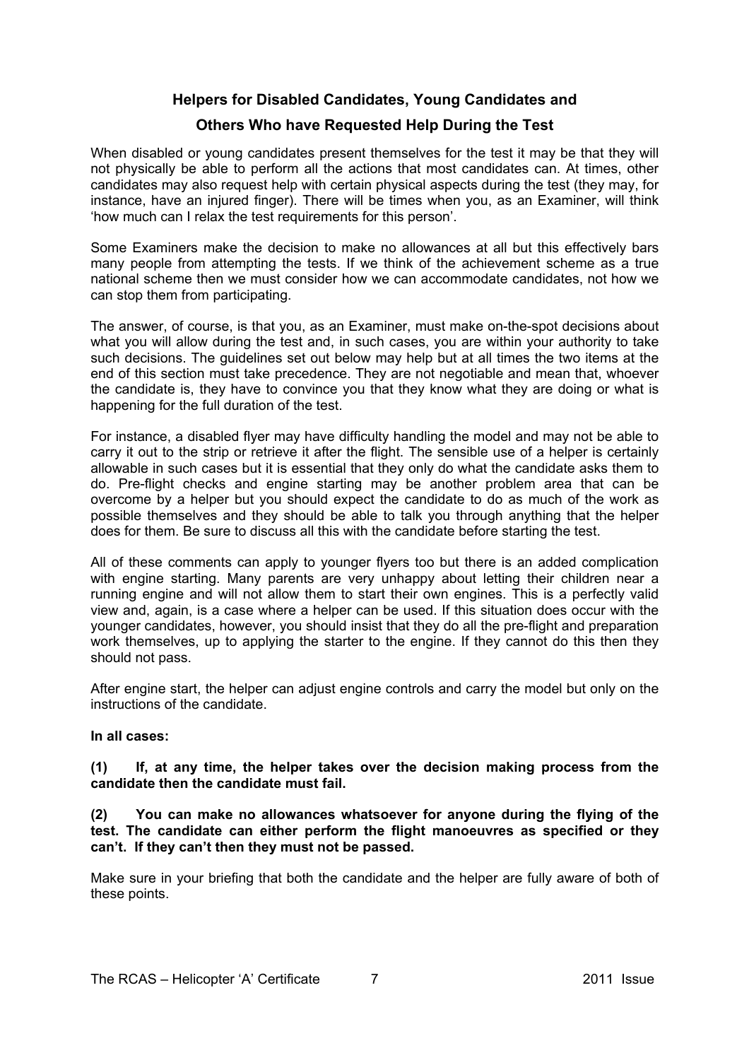## Helpers for Disabled Candidates, Young Candidates and Others Who have Requested Help During the Test

When disabled or young candidates present themselves for the test it may be that they will not physically be able to perform all the actions that most candidates can. At times, other candidates may also request help with certain physical aspects during the test (they may, for instance, have an injured finger). There will be times when you, as an Examiner, will think 'how much can I relax the test requirements for this person'.

Some Examiners make the decision to make no allowances at all but this effectively bars many people from attempting the tests. If we think of the achievement scheme as a true national scheme then we must consider how we can accommodate candidates, not how we can stop them from participating.

The answer, of course, is that you, as an Examiner, must make on-the-spot decisions about what you will allow during the test and, in such cases, you are within your authority to take such decisions. The guidelines set out below may help but at all times the two items at the end of this section must take precedence. They are not negotiable and mean that, whoever the candidate is, they have to convince you that they know what they are doing or what is happening for the full duration of the test.

For instance, a disabled flyer may have difficulty handling the model and may not be able to carry it out to the strip or retrieve it after the flight. The sensible use of a helper is certainly allowable in such cases but it is essential that they only do what the candidate asks them to do. Pre-flight checks and engine starting may be another problem area that can be overcome by a helper but you should expect the candidate to do as much of the work as possible themselves and they should be able to talk you through anything that the helper does for them. Be sure to discuss all this with the candidate before starting the test.

All of these comments can apply to younger flyers too but there is an added complication with engine starting. Many parents are very unhappy about letting their children near a running engine and will not allow them to start their own engines. This is a perfectly valid view and, again, is a case where a helper can be used. If this situation does occur with the younger candidates, however, you should insist that they do all the pre-flight and preparation work themselves, up to applying the starter to the engine. If they cannot do this then they should not pass.

After engine start, the helper can adjust engine controls and carry the model but only on the instructions of the candidate.

**In all cases:**

**(1) If, at any time, the helper takes over the decision making process from the candidate then the candidate must fail.**

**(2) You can make no allowances whatsoever for anyone during the flying of the test. The candidate can either perform the flight manoeuvres as specified or they can't. If they can't then they must not be passed.**

Make sure in your briefing that both the candidate and the helper are fully aware of both of these points.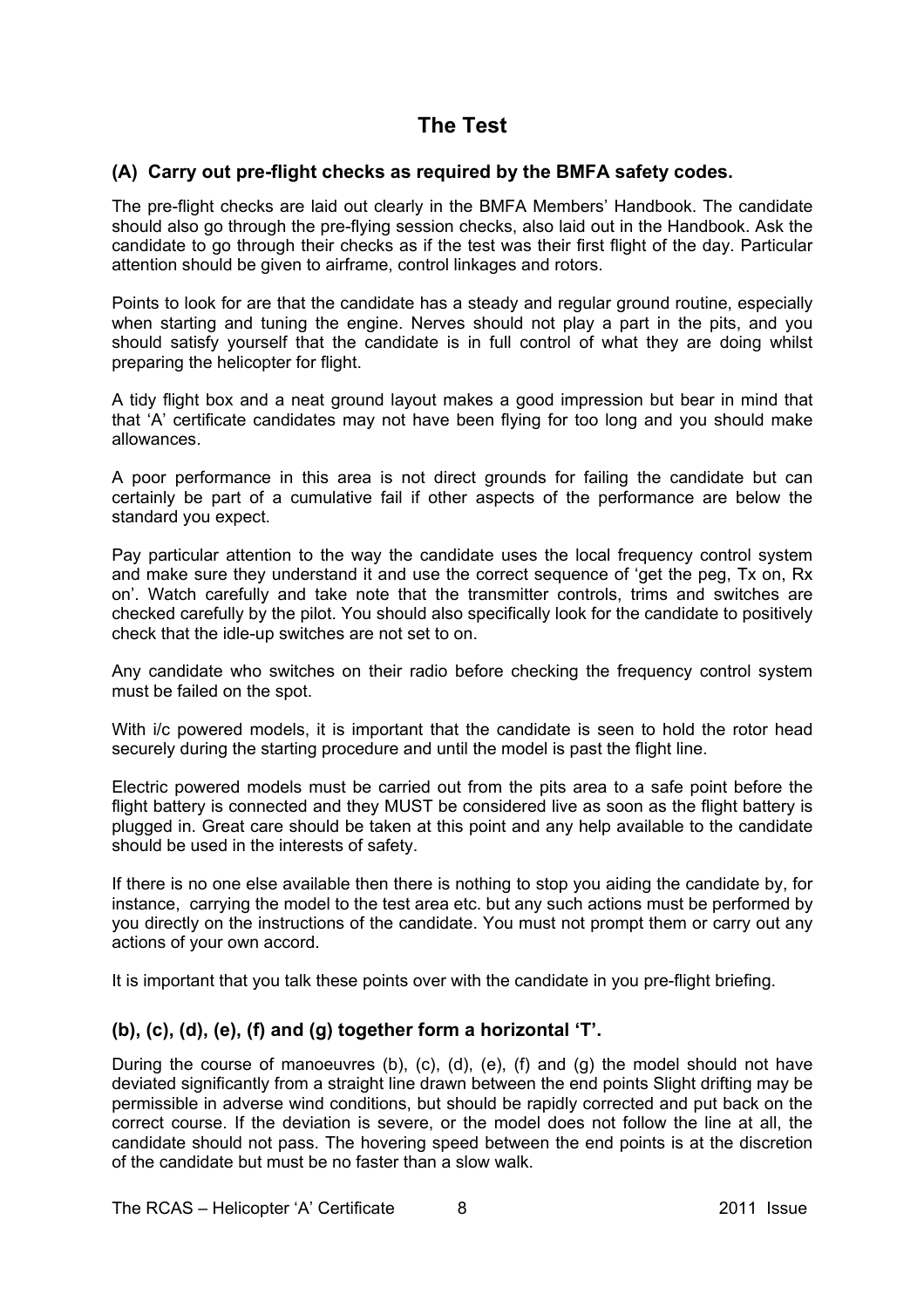# The Test

### (A) Carry out pre-flight checks as required by the BMFA safety codes.

The pre-flight checks are laid out clearly in the BMFA Members' Handbook. The candidate should also go through the pre-flying session checks, also laid out in the Handbook. Ask the candidate to go through their checks as if the test was their first flight of the day. Particular attention should be given to airframe, control linkages and rotors.

Points to look for are that the candidate has a steady and regular ground routine, especially when starting and tuning the engine. Nerves should not play a part in the pits, and you should satisfy yourself that the candidate is in full control of what they are doing whilst preparing the helicopter for flight.

A tidy flight box and a neat ground layout makes a good impression but bear in mind that that 'A' certificate candidates may not have been flying for too long and you should make allowances.

A poor performance in this area is not direct grounds for failing the candidate but can certainly be part of a cumulative fail if other aspects of the performance are below the standard you expect.

Pay particular attention to the way the candidate uses the local frequency control system and make sure they understand it and use the correct sequence of 'get the peg, Tx on, Rx on'. Watch carefully and take note that the transmitter controls, trims and switches are checked carefully by the pilot. You should also specifically look for the candidate to positively check that the idle-up switches are not set to on.

Any candidate who switches on their radio before checking the frequency control system must be failed on the spot.

With i/c powered models, it is important that the candidate is seen to hold the rotor head securely during the starting procedure and until the model is past the flight line.

Electric powered models must be carried out from the pits area to a safe point before the flight battery is connected and they MUST be considered live as soon as the flight battery is plugged in. Great care should be taken at this point and any help available to the candidate should be used in the interests of safety.

If there is no one else available then there is nothing to stop you aiding the candidate by, for instance, carrying the model to the test area etc. but any such actions must be performed by you directly on the instructions of the candidate. You must not prompt them or carry out any actions of your own accord.

It is important that you talk these points over with the candidate in you pre-flight briefing.

### (b), (c), (d), (e), (f) and (g) together form a horizontal 'T'.

During the course of manoeuvres (b), (c), (d), (e), (f) and (g) the model should not have deviated significantly from a straight line drawn between the end points Slight drifting may be permissible in adverse wind conditions, but should be rapidly corrected and put back on the correct course. If the deviation is severe, or the model does not follow the line at all, the candidate should not pass. The hovering speed between the end points is at the discretion of the candidate but must be no faster than a slow walk.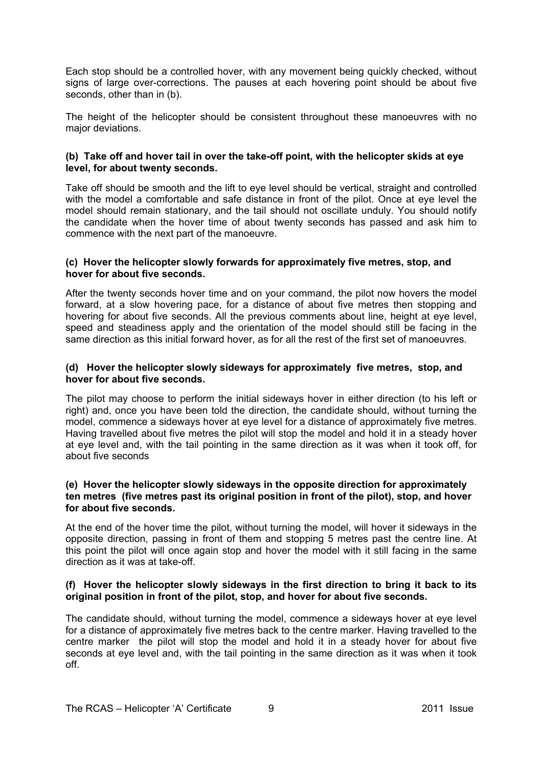Each stop should be a controlled hover, with any movement being quickly checked, without signs of large over-corrections. The pauses at each hovering point should be about five seconds, other than in (b).

The height of the helicopter should be consistent throughout these manoeuvres with no major deviations.

**(b) Take off and hover tail in over the take-off point, with the helicopter skids at eye level, for about twenty seconds.**

Take off should be smooth and the lift to eye level should be vertical, straight and controlled with the model a comfortable and safe distance in front of the pilot. Once at eye level the model should remain stationary, and the tail should not oscillate unduly. You should notify the candidate when the hover time of about twenty seconds has passed and ask him to commence with the next part of the manoeuvre.

**(c) Hover the helicopter slowly forwards for approximately five metres, stop, and hover for about five seconds.**

After the twenty seconds hover time and on your command, the pilot now hovers the model forward, at a slow hovering pace, for a distance of about five metres then stopping and hovering for about five seconds. All the previous comments about line, height at eye level, speed and steadiness apply and the orientation of the model should still be facing in the same direction as this initial forward hover, as for all the rest of the first set of manoeuvres.

**(d) Hover the helicopter slowly sideways for approximately five metres, stop, and hover for about five seconds.**

The pilot may choose to perform the initial sideways hover in either direction (to his left or right) and, once you have been told the direction, the candidate should, without turning the model, commence a sideways hover at eye level for a distance of approximately five metres. Having travelled about five metres the pilot will stop the model and hold it in a steady hover at eye level and, with the tail pointing in the same direction as it was when it took off, for about five seconds

**(e) Hover the helicopter slowly sideways in the opposite direction for approximately ten metres (five metres past its original position in front of the pilot), stop, and hover for about five seconds.**

At the end of the hover time the pilot, without turning the model, will hover it sideways in the opposite direction, passing in front of them and stopping 5 metres past the centre line. At this point the pilot will once again stop and hover the model with it still facing in the same direction as it was at take-off.

**(f) Hover the helicopter slowly sideways in the first direction to bring it back to its original position in front of the pilot, stop, and hover for about five seconds.**

The candidate should, without turning the model, commence a sideways hover at eye level for a distance of approximately five metres back to the centre marker. Having travelled to the centre marker the pilot will stop the model and hold it in a steady hover for about five seconds at eye level and, with the tail pointing in the same direction as it was when it took off.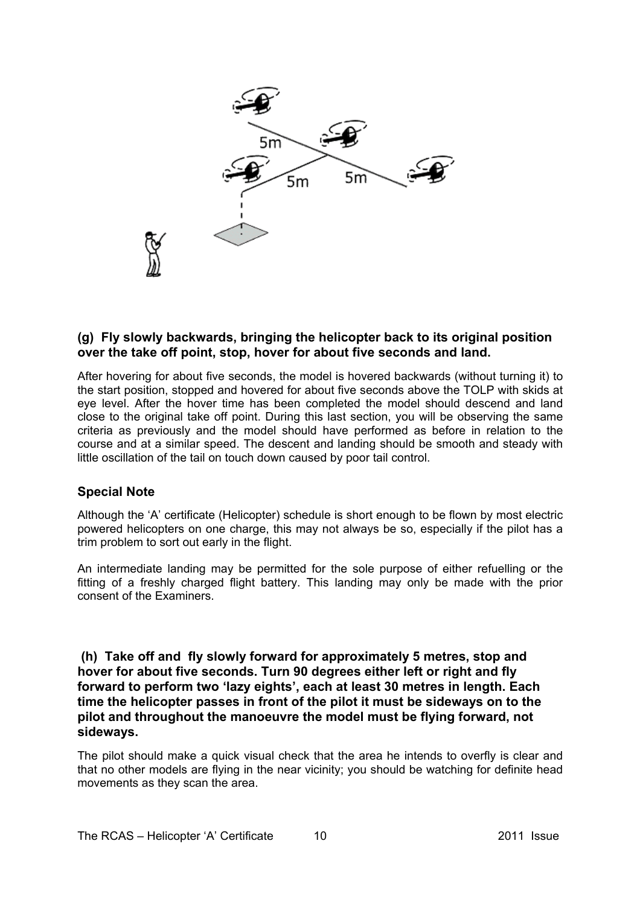**(g) Fly slowly backwards, bringing the helicopter back to its original position over the take off point, stop, hover for about five seconds and land.**

After hovering for about five seconds, the model is hovered backwards (without turning it) to the start position, stopped and hovered for about five seconds above the TOLP with skids at eye level. After the hover time has been completed the model should descend and land close to the original take off point. During this last section, you will be observing the same criteria as previously and the model should have performed as before in relation to the course and at a similar speed. The descent and landing should be smooth and steady with little oscillation of the tail on touch down caused by poor tail control.

### Special Note

Although the 'A' certificate (Helicopter) schedule is short enough to be flown by most electric powered helicopters on one charge, this may not always be so, especially if the pilot has a trim problem to sort out early in the flight.

An intermediate landing may be permitted for the sole purpose of either refuelling or the fitting of a freshly charged flight battery. This landing may only be made with the prior consent of the Examiners.

**(h) Take off and fly slowly forward for approximately 5 metres, stop and hover for about five seconds. Turn 90 degrees either left or right and fly forward to perform two 'lazy eights', each at least 30 metres in length. Each time the helicopter passes in front of the pilot it must be sideways on to the pilot and throughout the manoeuvre the model must be flying forward, not sideways.**

The pilot should make a quick visual check that the area he intends to overfly is clear and that no other models are flying in the near vicinity; you should be watching for definite head movements as they scan the area.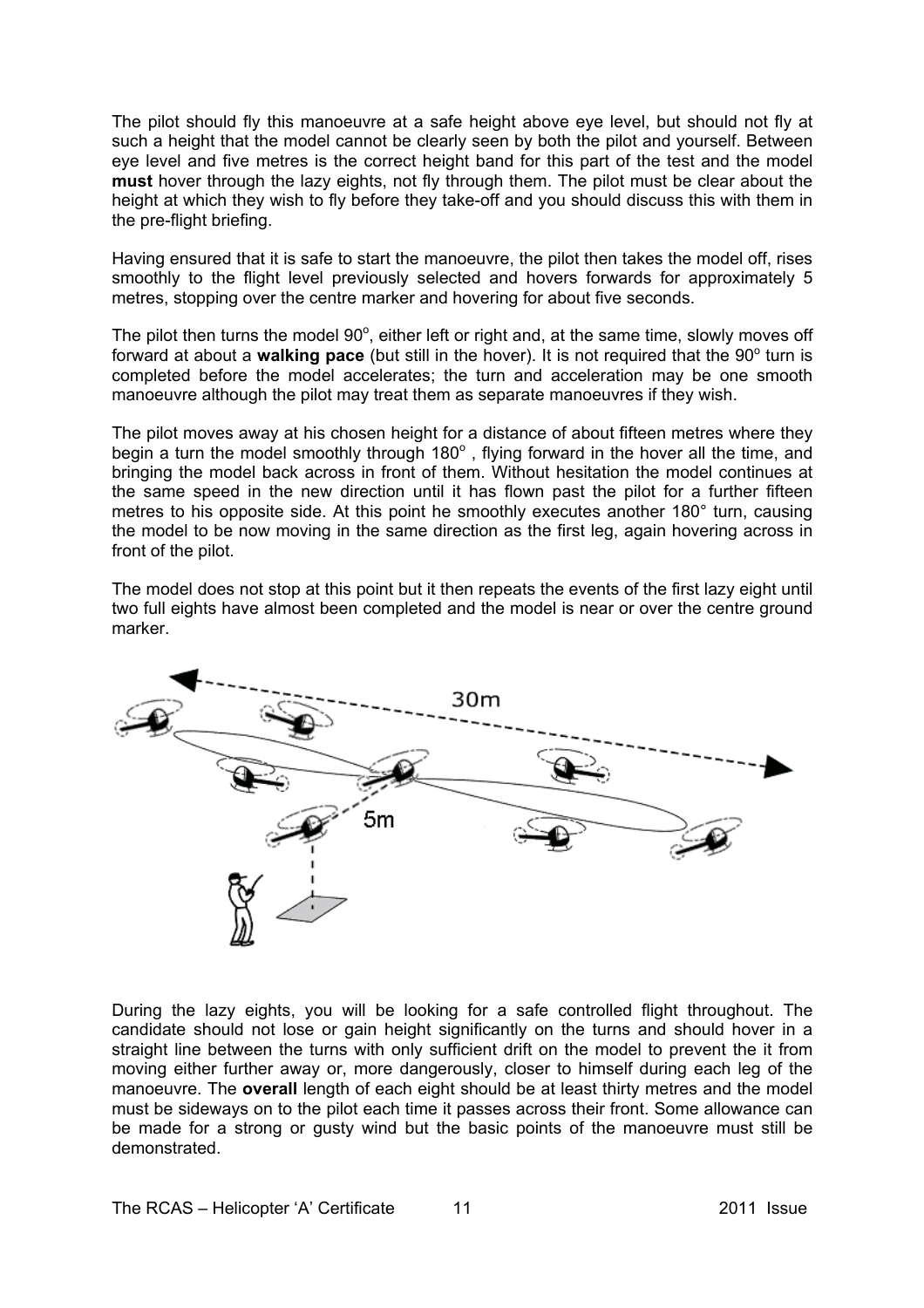The pilot should fly this manoeuvre at a safe height above eye level, but should not fly at such a height that the model cannot be clearly seen by both the pilot and yourself. Between eye level and five metres is the correct height band for this part of the test and the model **must** hover through the lazy eights, not fly through them. The pilot must be clear about the height at which they wish to fly before they take-off and you should discuss this with them in the pre-flight briefing.

Having ensured that it is safe to start the manoeuvre, the pilot then takes the model off, rises smoothly to the flight level previously selected and hovers forwards for approximately 5 metres, stopping over the centre marker and hovering for about five seconds.

The pilot then turns the model 90°, either left or right and, at the same time, slowly moves off forward at about a **walking pace** (but still in the hover). It is not required that the 90° turn is completed before the model accelerates; the turn and acceleration may be one smooth manoeuvre although the pilot may treat them as separate manoeuvres if they wish.

The pilot moves away at his chosen height for a distance of about fifteen metres where they begin a turn the model smoothly through 180° , flying forward in the hover all the time, and bringing the model back across in front of them. Without hesitation the model continues at the same speed in the new direction until it has flown past the pilot for a further fifteen metres to his opposite side. At this point he smoothly executes another 180° turn, causing the model to be now moving in the same direction as the first leg, again hovering across in front of the pilot.

The model does not stop at this point but it then repeats the events of the first lazy eight until two full eights have almost been completed and the model is near or over the centre ground marker.

During the lazy eights, you will be looking for a safe controlled flight throughout. The candidate should not lose or gain height significantly on the turns and should hover in a straight line between the turns with only sufficient drift on the model to prevent the it from moving either further away or, more dangerously, closer to himself during each leg of the manoeuvre. The **overall** length of each eight should be at least thirty metres and the model must be sideways on to the pilot each time it passes across their front. Some allowance can be made for a strong or gusty wind but the basic points of the manoeuvre must still be demonstrated.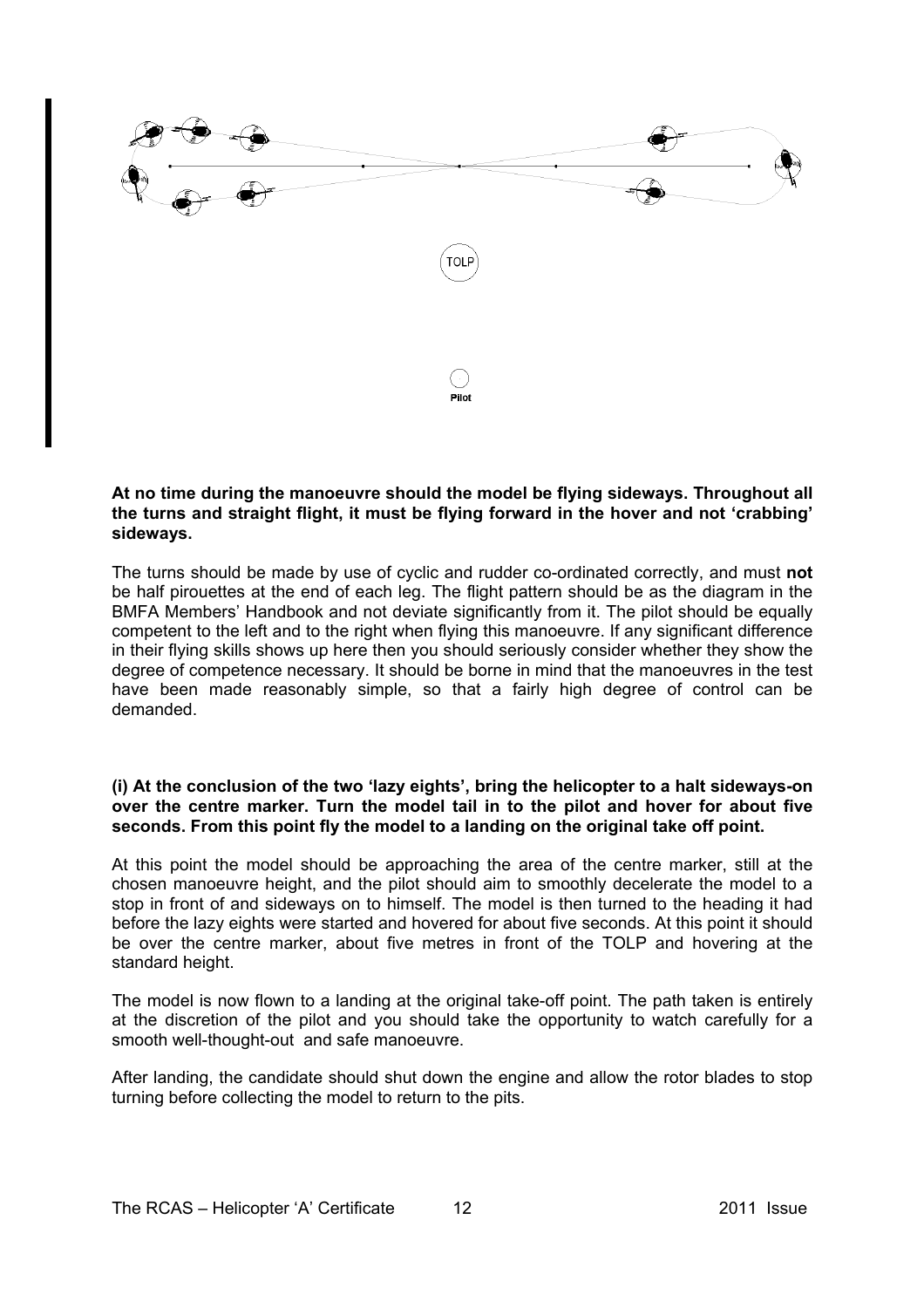**At no time during the manoeuvre should the model be flying sideways. Throughout all the turns and straight flight, it must be flying forward in the hover and not 'crabbing' sideways.**

The turns should be made by use of cyclic and rudder co-ordinated correctly, and must **not** be half pirouettes at the end of each leg. The flight pattern should be as the diagram in the BMFA Members' Handbook and not deviate significantly from it. The pilot should be equally competent to the left and to the right when flying this manoeuvre. If any significant difference in their flying skills shows up here then you should seriously consider whether they show the degree of competence necessary. It should be borne in mind that the manoeuvres in the test have been made reasonably simple, so that a fairly high degree of control can be demanded.

**(i) At the conclusion of the two 'lazy eights', bring the helicopter to a halt sideways-on over the centre marker. Turn the model tail in to the pilot and hover for about five seconds. From this point fly the model to a landing on the original take off point.**

At this point the model should be approaching the area of the centre marker, still at the chosen manoeuvre height, and the pilot should aim to smoothly decelerate the model to a stop in front of and sideways on to himself. The model is then turned to the heading it had before the lazy eights were started and hovered for about five seconds. At this point it should be over the centre marker, about five metres in front of the TOLP and hovering at the standard height.

The model is now flown to a landing at the original take-off point. The path taken is entirely at the discretion of the pilot and you should take the opportunity to watch carefully for a smooth well-thought-out and safe manoeuvre.

After landing, the candidate should shut down the engine and allow the rotor blades to stop turning before collecting the model to return to the pits.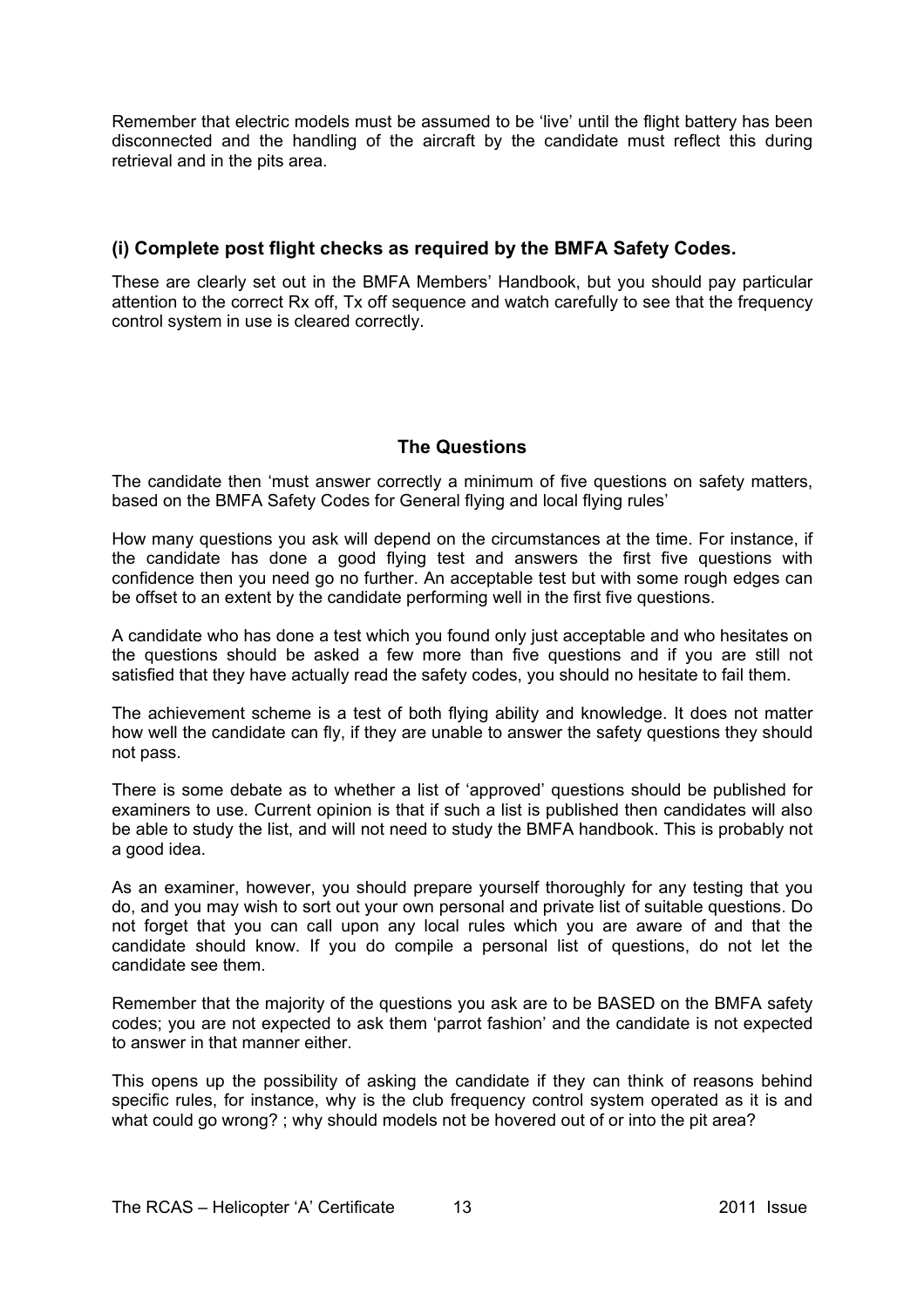Remember that electric models must be assumed to be 'live' until the flight battery has been disconnected and the handling of the aircraft by the candidate must reflect this during retrieval and in the pits area.

### (i) Complete post flight checks as required by the BMFA Safety Codes.

These are clearly set out in the BMFA Members' Handbook, but you should pay particular attention to the correct Rx off, Tx off sequence and watch carefully to see that the frequency control system in use is cleared correctly.

## The Questions

The candidate then 'must answer correctly a minimum of five questions on safety matters, based on the BMFA Safety Codes for General flying and local flying rules'

How many questions you ask will depend on the circumstances at the time. For instance, if the candidate has done a good flying test and answers the first five questions with confidence then you need go no further. An acceptable test but with some rough edges can be offset to an extent by the candidate performing well in the first five questions.

A candidate who has done a test which you found only just acceptable and who hesitates on the questions should be asked a few more than five questions and if you are still not satisfied that they have actually read the safety codes, you should no hesitate to fail them.

The achievement scheme is a test of both flying ability and knowledge. It does not matter how well the candidate can fly, if they are unable to answer the safety questions they should not pass.

There is some debate as to whether a list of 'approved' questions should be published for examiners to use. Current opinion is that if such a list is published then candidates will also be able to study the list, and will not need to study the BMFA handbook. This is probably not a good idea.

As an examiner, however, you should prepare yourself thoroughly for any testing that you do, and you may wish to sort out your own personal and private list of suitable questions. Do not forget that you can call upon any local rules which you are aware of and that the candidate should know. If you do compile a personal list of questions, do not let the candidate see them.

Remember that the majority of the questions you ask are to be BASED on the BMFA safety codes; you are not expected to ask them 'parrot fashion' and the candidate is not expected to answer in that manner either.

This opens up the possibility of asking the candidate if they can think of reasons behind specific rules, for instance, why is the club frequency control system operated as it is and what could go wrong? ; why should models not be hovered out of or into the pit area?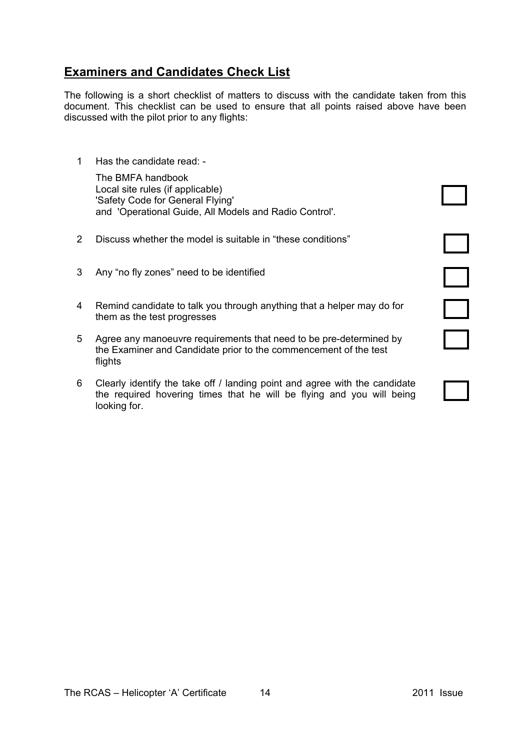## Examiners and Candidates Check List

The following is a short checklist of matters to discuss with the candidate taken from this document. This checklist can be used to ensure that all points raised above have been discussed with the pilot prior to any flights:

1. Has the candidate read: -

   The BMFA handbook
   Local site rules (if applicable)
   'Safety Code for General Flying'
   and 'Operational Guide, All Models and Radio Control'. ☐

2. Discuss whether the model is suitable in "these conditions" ☐

3. Any "no fly zones" need to be identified ☐

4. Remind candidate to talk you through anything that a helper may do for them as the test progresses ☐

5. Agree any manoeuvre requirements that need to be pre-determined by the Examiner and Candidate prior to the commencement of the test flights ☐

6. Clearly identify the take off / landing point and agree with the candidate the required hovering times that he will be flying and you will being looking for. ☐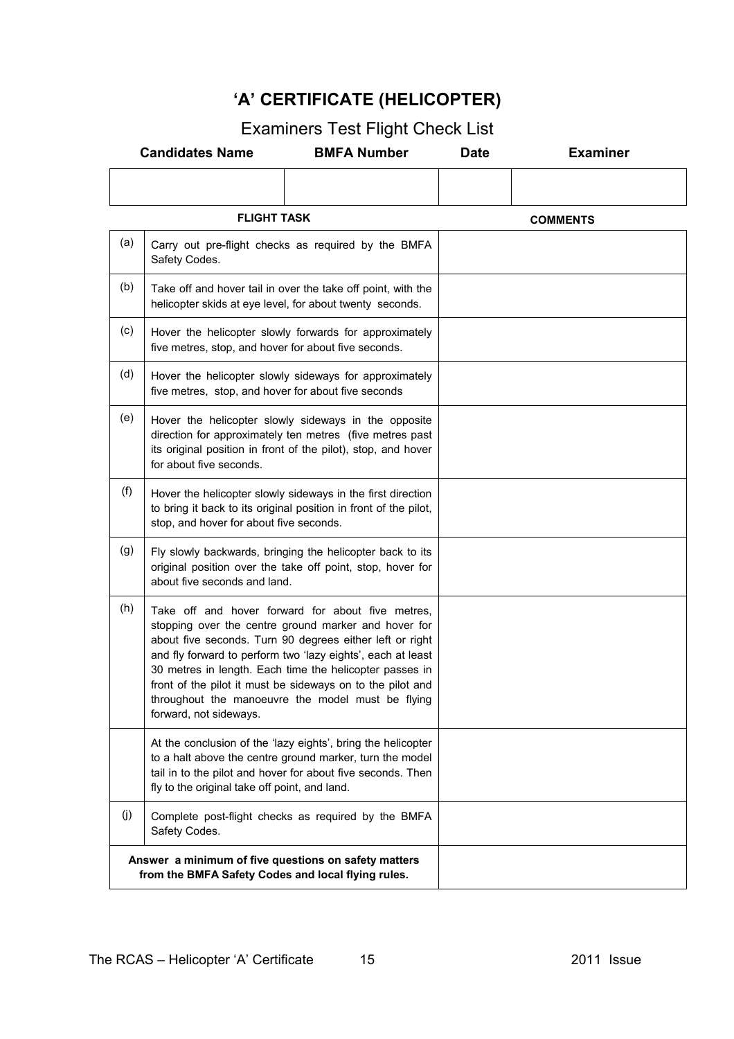# 'A' CERTIFICATE (HELICOPTER)

## Examiners Test Flight Check List

| Candidates Name | BMFA Number | Date | Examiner |
|---|---|---|---|
| | | | |

| | FLIGHT TASK | COMMENTS |
|---|---|---|
| (a) | Carry out pre-flight checks as required by the BMFA Safety Codes. | |
| (b) | Take off and hover tail in over the take off point, with the helicopter skids at eye level, for about twenty seconds. | |
| (c) | Hover the helicopter slowly forwards for approximately five metres, stop, and hover for about five seconds. | |
| (d) | Hover the helicopter slowly sideways for approximately five metres, stop, and hover for about five seconds | |
| (e) | Hover the helicopter slowly sideways in the opposite direction for approximately ten metres (five metres past its original position in front of the pilot), stop, and hover for about five seconds. | |
| (f) | Hover the helicopter slowly sideways in the first direction to bring it back to its original position in front of the pilot, stop, and hover for about five seconds. | |
| (g) | Fly slowly backwards, bringing the helicopter back to its original position over the take off point, stop, hover for about five seconds and land. | |
| (h) | Take off and hover forward for about five metres, stopping over the centre ground marker and hover for about five seconds. Turn 90 degrees either left or right and fly forward to perform two 'lazy eights', each at least 30 metres in length. Each time the helicopter passes in front of the pilot it must be sideways on to the pilot and throughout the manoeuvre the model must be flying forward, not sideways. | |
| | At the conclusion of the 'lazy eights', bring the helicopter to a halt above the centre ground marker, turn the model tail in to the pilot and hover for about five seconds. Then fly to the original take off point, and land. | |
| (j) | Complete post-flight checks as required by the BMFA Safety Codes. | |
| | **Answer a minimum of five questions on safety matters from the BMFA Safety Codes and local flying rules.** | |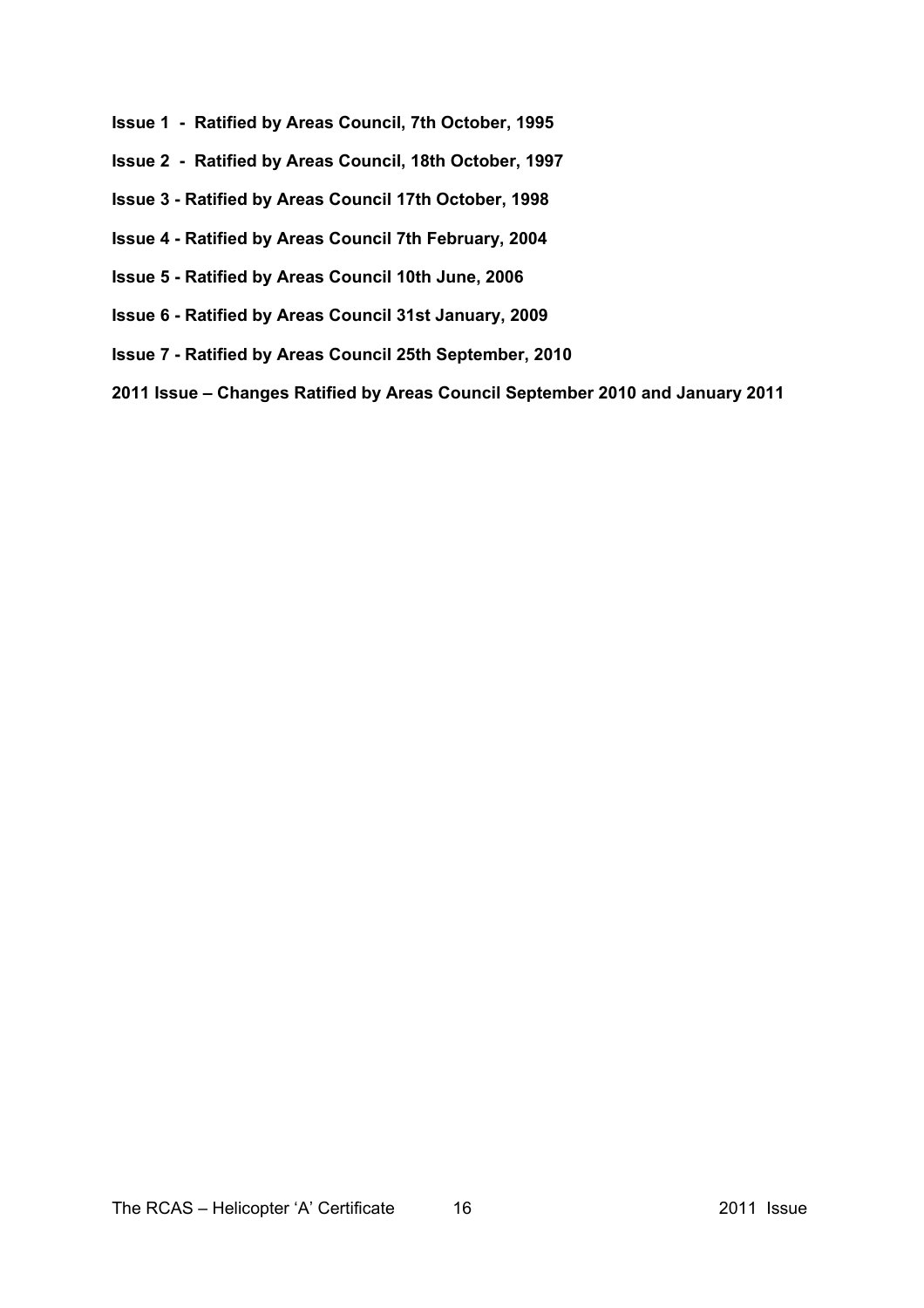**Issue 1 - Ratified by Areas Council, 7th October, 1995**

**Issue 2 - Ratified by Areas Council, 18th October, 1997**

**Issue 3 - Ratified by Areas Council 17th October, 1998**

**Issue 4 - Ratified by Areas Council 7th February, 2004**

**Issue 5 - Ratified by Areas Council 10th June, 2006**

**Issue 6 - Ratified by Areas Council 31st January, 2009**

**Issue 7 - Ratified by Areas Council 25th September, 2010**

**2011 Issue – Changes Ratified by Areas Council September 2010 and January 2011**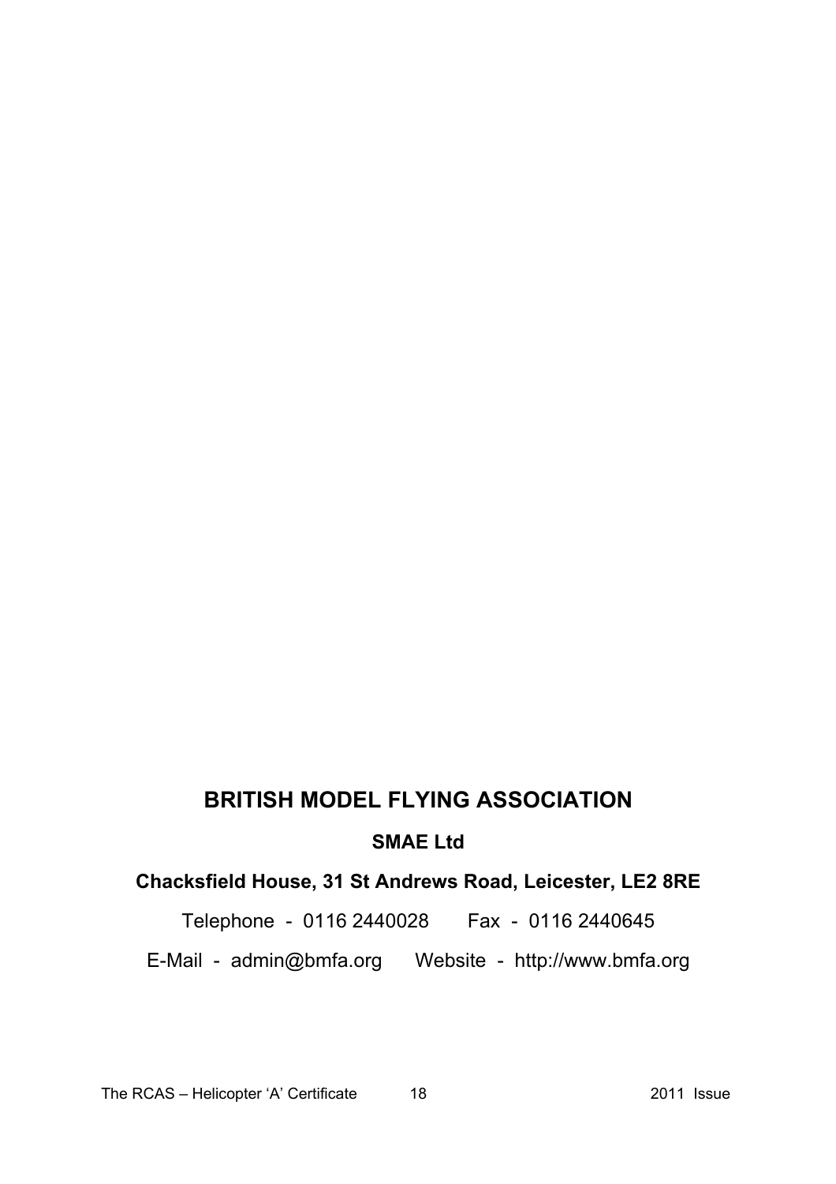**BRITISH MODEL FLYING ASSOCIATION**

**SMAE Ltd**

**Chacksfield House, 31 St Andrews Road, Leicester, LE2 8RE**

Telephone - 0116 2440028 Fax - 0116 2440645

E-Mail - admin@bmfa.org Website - http://www.bmfa.org